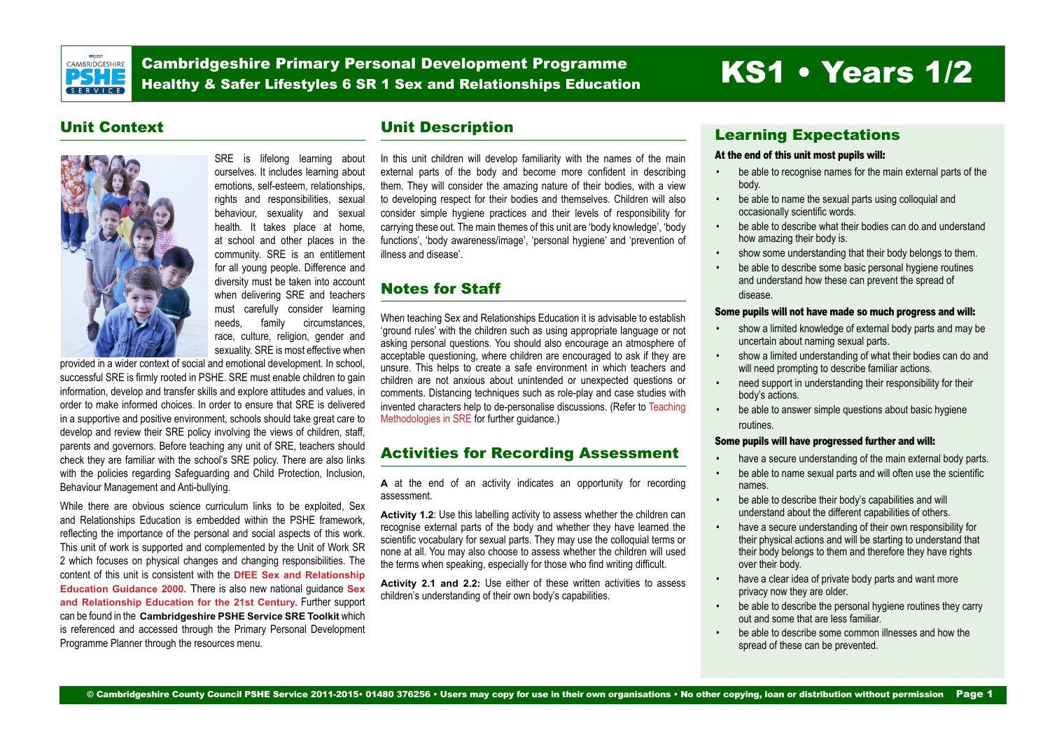# Cambridgeshire Primary Personal Development Programme

## Healthy & Safer Lifestyles 6 SR 1 Sex and Relationships Education

# KS1 • Years 1/2

## Unit Context

SRE is lifelong learning about ourselves. It includes learning about emotions, self-esteem, relationships, rights and responsibilities, sexual behaviour, sexuality and sexual health. It takes place at home, at school and other places in the community. SRE is an entitlement for all young people. Difference and diversity must be taken into account when delivering SRE and teachers must carefully consider learning needs, family circumstances, race, culture, religion, gender and sexuality. SRE is most effective when provided in a wider context of social and emotional development. In school, successful SRE is firmly rooted in PSHE. SRE must enable children to gain information, develop and transfer skills and explore attitudes and values, in order to make informed choices. In order to ensure that SRE is delivered in a supportive and positive environment, schools should take great care to develop and review their SRE policy involving the views of children, staff, parents and governors. Before teaching any unit of SRE, teachers should check they are familiar with the school's SRE policy. There are also links with the policies regarding Safeguarding and Child Protection, Inclusion, Behaviour Management and Anti-bullying.

While there are obvious science curriculum links to be exploited, Sex and Relationships Education is embedded within the PSHE framework, reflecting the importance of the personal and social aspects of this work. This unit of work is supported and complemented by the Unit of Work SR 2 which focuses on physical changes and changing responsibilities. The content of this unit is consistent with the **DfEE Sex and Relationship Education Guidance 2000.** There is also new national guidance **Sex and Relationship Education for the 21st Century.** Further support can be found in the **Cambridgeshire PSHE Service SRE Toolkit** which is referenced and accessed through the Primary Personal Development Programme Planner through the resources menu.

## Unit Description

In this unit children will develop familiarity with the names of the main external parts of the body and become more confident in describing them. They will consider the amazing nature of their bodies, with a view to developing respect for their bodies and themselves. Children will also consider simple hygiene practices and their levels of responsibility for carrying these out. The main themes of this unit are 'body knowledge', 'body functions', 'body awareness/image', 'personal hygiene' and 'prevention of illness and disease'.

## Notes for Staff

When teaching Sex and Relationships Education it is advisable to establish 'ground rules' with the children such as using appropriate language or not asking personal questions. You should also encourage an atmosphere of acceptable questioning, where children are encouraged to ask if they are unsure. This helps to create a safe environment in which teachers and children are not anxious about unintended or unexpected questions or comments. Distancing techniques such as role-play and case studies with invented characters help to de-personalise discussions. (Refer to Teaching Methodologies in SRE for further guidance.)

## Activities for Recording Assessment

**A** at the end of an activity indicates an opportunity for recording assessment.

**Activity 1.2**: Use this labelling activity to assess whether the children can recognise external parts of the body and whether they have learned the scientific vocabulary for sexual parts. They may use the colloquial terms or none at all. You may also choose to assess whether the children will used the terms when speaking, especially for those who find writing difficult.

**Activity 2.1 and 2.2:** Use either of these written activities to assess children's understanding of their own body's capabilities.

## Learning Expectations

**At the end of this unit most pupils will:**

- be able to recognise names for the main external parts of the body.
- be able to name the sexual parts using colloquial and occasionally scientific words.
- be able to describe what their bodies can do and understand how amazing their body is.
- show some understanding that their body belongs to them.
- be able to describe some basic personal hygiene routines and understand how these can prevent the spread of disease.

**Some pupils will not have made so much progress and will:**

- show a limited knowledge of external body parts and may be uncertain about naming sexual parts.
- show a limited understanding of what their bodies can do and will need prompting to describe familiar actions.
- need support in understanding their responsibility for their body's actions.
- be able to answer simple questions about basic hygiene routines.

**Some pupils will have progressed further and will:**

- have a secure understanding of the main external body parts.
- be able to name sexual parts and will often use the scientific names.
- be able to describe their body's capabilities and will understand about the different capabilities of others.
- have a secure understanding of their own responsibility for their physical actions and will be starting to understand that their body belongs to them and therefore they have rights over their body.
- have a clear idea of private body parts and want more privacy now they are older.
- be able to describe the personal hygiene routines they carry out and some that are less familiar.
- be able to describe some common illnesses and how the spread of these can be prevented.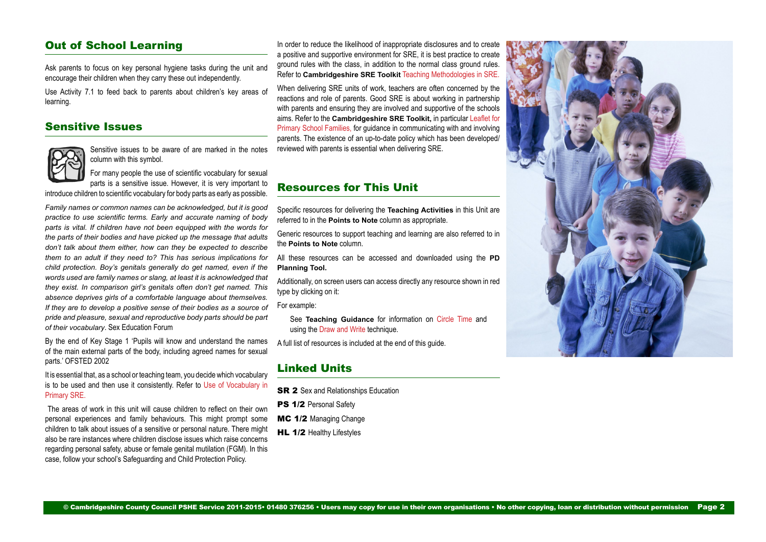## Out of School Learning

Ask parents to focus on key personal hygiene tasks during the unit and encourage their children when they carry these out independently.

Use Activity 7.1 to feed back to parents about children's key areas of learning.

## Sensitive Issues

Sensitive issues to be aware of are marked in the notes column with this symbol.

For many people the use of scientific vocabulary for sexual parts is a sensitive issue. However, it is very important to introduce children to scientific vocabulary for body parts as early as possible.

*Family names or common names can be acknowledged, but it is good practice to use scientific terms. Early and accurate naming of body parts is vital. If children have not been equipped with the words for the parts of their bodies and have picked up the message that adults don't talk about them either, how can they be expected to describe them to an adult if they need to? This has serious implications for child protection. Boy's genitals generally do get named, even if the words used are family names or slang, at least it is acknowledged that they exist. In comparison girl's genitals often don't get named. This absence deprives girls of a comfortable language about themselves. If they are to develop a positive sense of their bodies as a source of pride and pleasure, sexual and reproductive body parts should be part of their vocabulary*. Sex Education Forum

By the end of Key Stage 1 'Pupils will know and understand the names of the main external parts of the body, including agreed names for sexual parts.' OFSTED 2002

It is essential that, as a school or teaching team, you decide which vocabulary is to be used and then use it consistently. Refer to Use of Vocabulary in Primary SRE.

The areas of work in this unit will cause children to reflect on their own personal experiences and family behaviours. This might prompt some children to talk about issues of a sensitive or personal nature. There might also be rare instances where children disclose issues which raise concerns regarding personal safety, abuse or female genital mutilation (FGM). In this case, follow your school's Safeguarding and Child Protection Policy.

In order to reduce the likelihood of inappropriate disclosures and to create a positive and supportive environment for SRE, it is best practice to create ground rules with the class, in addition to the normal class ground rules. Refer to **Cambridgeshire SRE Toolkit** Teaching Methodologies in SRE.

When delivering SRE units of work, teachers are often concerned by the reactions and role of parents. Good SRE is about working in partnership with parents and ensuring they are involved and supportive of the schools aims. Refer to the **Cambridgeshire SRE Toolkit,** in particular Leaflet for Primary School Families, for guidance in communicating with and involving parents. The existence of an up-to-date policy which has been developed/reviewed with parents is essential when delivering SRE.

## Resources for This Unit

Specific resources for delivering the **Teaching Activities** in this Unit are referred to in the **Points to Note** column as appropriate.

Generic resources to support teaching and learning are also referred to in the **Points to Note** column.

All these resources can be accessed and downloaded using the **PD Planning Tool.**

Additionally, on screen users can access directly any resource shown in red type by clicking on it:

For example:

See **Teaching Guidance** for information on Circle Time and using the Draw and Write technique.

A full list of resources is included at the end of this guide.

## Linked Units

**SR 2** Sex and Relationships Education

**PS 1/2** Personal Safety

**MC 1/2** Managing Change

**HL 1/2** Healthy Lifestyles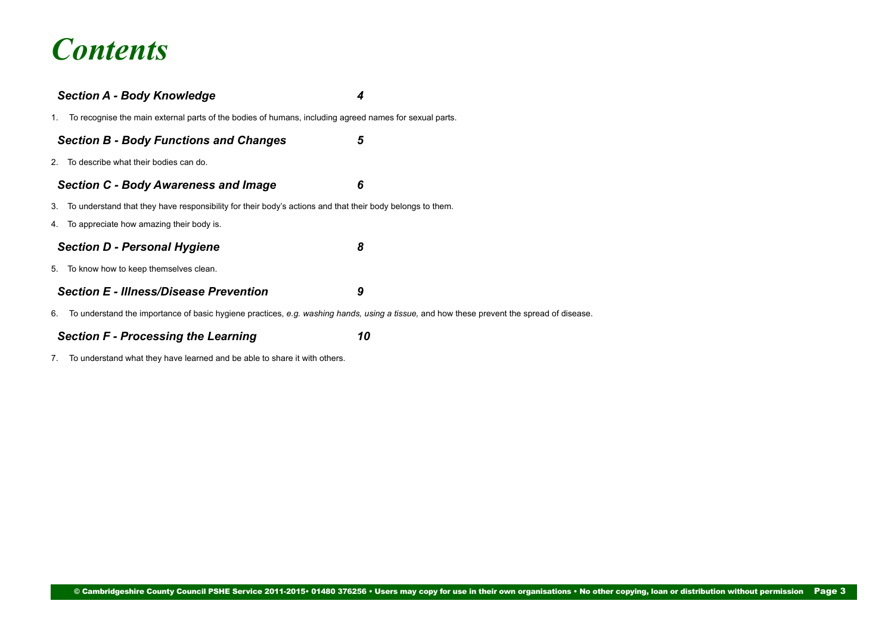# *Contents*

***Section A - Body Knowledge*** ***4***

1. To recognise the main external parts of the bodies of humans, including agreed names for sexual parts.

***Section B - Body Functions and Changes*** ***5***

2. To describe what their bodies can do.

***Section C - Body Awareness and Image*** ***6***

3. To understand that they have responsibility for their body's actions and that their body belongs to them.
4. To appreciate how amazing their body is.

***Section D - Personal Hygiene*** ***8***

5. To know how to keep themselves clean.

***Section E - Illness/Disease Prevention*** ***9***

6. To understand the importance of basic hygiene practices, *e.g. washing hands, using a tissue,* and how these prevent the spread of disease.

***Section F - Processing the Learning*** ***10***

7. To understand what they have learned and be able to share it with others.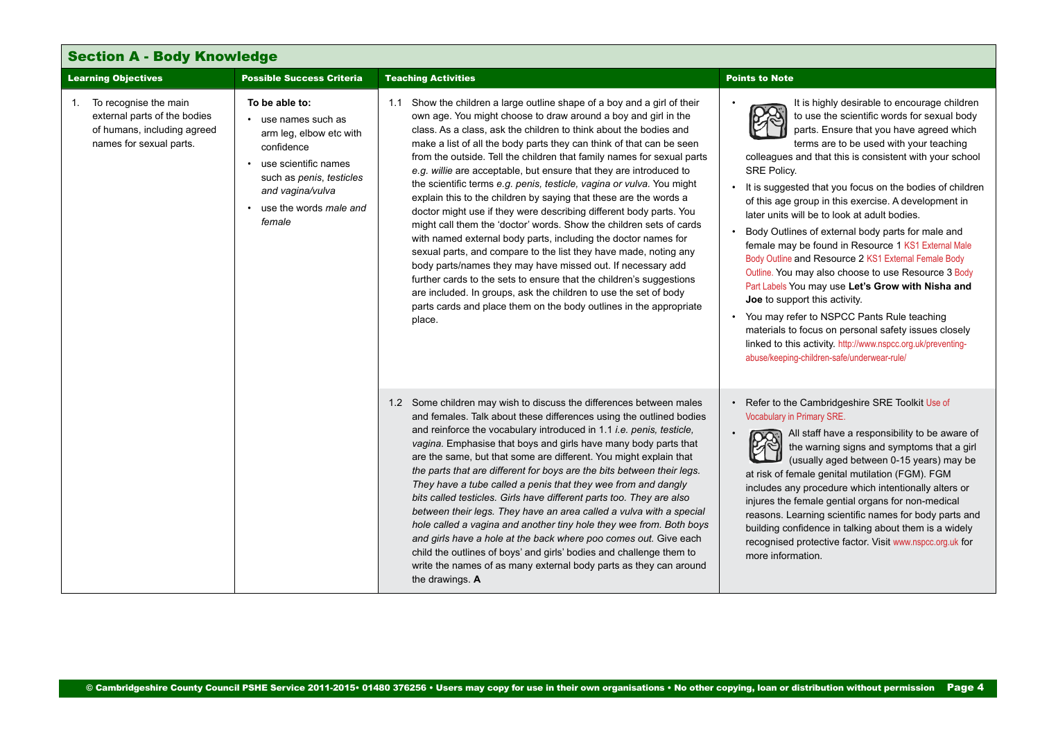## Section A - Body Knowledge

| Learning Objectives | Possible Success Criteria | Teaching Activities | Points to Note |
|---|---|---|---|
| 1. To recognise the main external parts of the bodies of humans, including agreed names for sexual parts. | **To be able to:**<br>• use names such as arm leg, elbow etc with confidence<br>• use scientific names such as *penis, testicles and vagina/vulva*<br>• use the words *male and female* | 1.1 Show the children a large outline shape of a boy and a girl of their own age. You might choose to draw around a boy and girl in the class. As a class, ask the children to think about the bodies and make a list of all the body parts they can think of that can be seen from the outside. Tell the children that family names for sexual parts *e.g. willie* are acceptable, but ensure that they are introduced to the scientific terms *e.g. penis, testicle, vagina or vulva.* You might explain this to the children by saying that these are the words a doctor might use if they were describing different body parts. You might call them the 'doctor' words. Show the children sets of cards with named external body parts, including the doctor names for sexual parts, and compare to the list they have made, noting any body parts/names they may have missed out. If necessary add further cards to the sets to ensure that the children's suggestions are included. In groups, ask the children to use the set of body parts cards and place them on the body outlines in the appropriate place. | • It is highly desirable to encourage children to use the scientific words for sexual body parts. Ensure that you have agreed which terms are to be used with your teaching colleagues and that this is consistent with your school SRE Policy.<br>• It is suggested that you focus on the bodies of children of this age group in this exercise. A development in later units will be to look at adult bodies.<br>• Body Outlines of external body parts for male and female may be found in Resource 1 KS1 External Male Body Outline and Resource 2 KS1 External Female Body Outline. You may also choose to use Resource 3 Body Part Labels You may use **Let's Grow with Nisha and Joe** to support this activity.<br>• You may refer to NSPCC Pants Rule teaching materials to focus on personal safety issues closely linked to this activity. http://www.nspcc.org.uk/preventing-abuse/keeping-children-safe/underwear-rule/ |
| | | 1.2 Some children may wish to discuss the differences between males and females. Talk about these differences using the outlined bodies and reinforce the vocabulary introduced in 1.1 *i.e. penis, testicle, vagina*. Emphasise that boys and girls have many body parts that are the same, but that some are different. You might explain that *the parts that are different for boys are the bits between their legs. They have a tube called a penis that they wee from and dangly bits called testicles. Girls have different parts too. They are also between their legs. They have an area called a vulva with a special hole called a vagina and another tiny hole they wee from. Both boys and girls have a hole at the back where poo comes out.* Give each child the outlines of boys' and girls' bodies and challenge them to write the names of as many external body parts as they can around the drawings. **A** | • Refer to the Cambridgeshire SRE Toolkit Use of Vocabulary in Primary SRE.<br>• All staff have a responsibility to be aware of the warning signs and symptoms that a girl (usually aged between 0-15 years) may be at risk of female genital mutilation (FGM). FGM includes any procedure which intentionally alters or injures the female gential organs for non-medical reasons. Learning scientific names for body parts and building confidence in talking about them is a widely recognised protective factor. Visit www.nspcc.org.uk for more information. |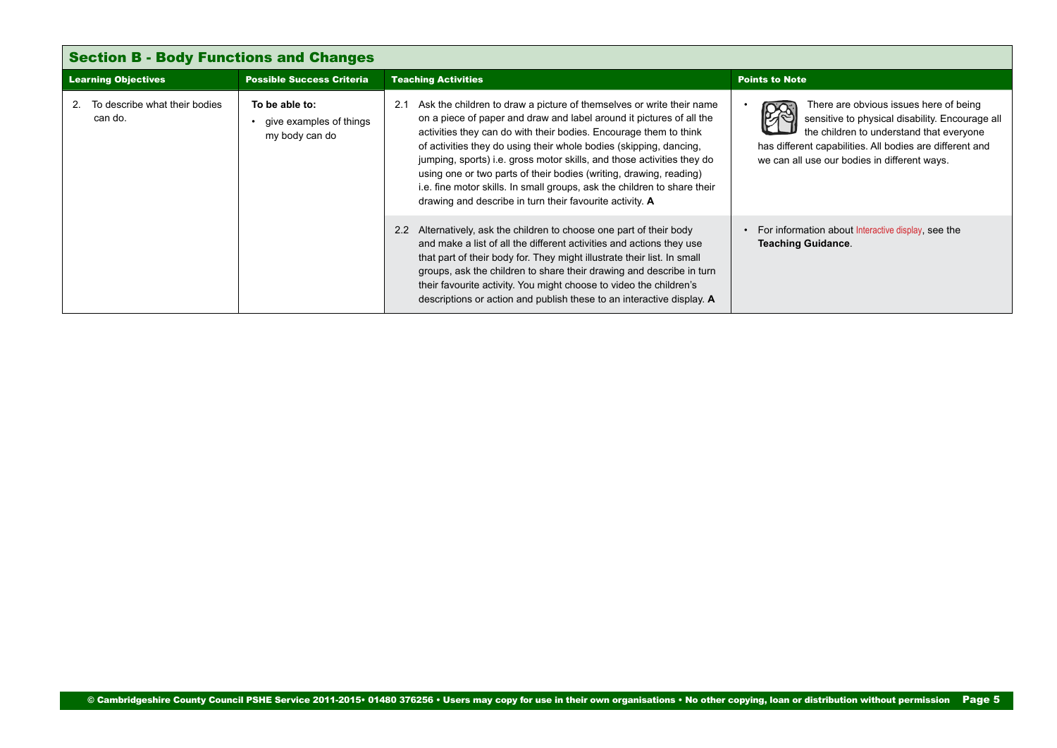## Section B - Body Functions and Changes

| Learning Objectives | Possible Success Criteria | Teaching Activities | Points to Note |
|---|---|---|---|
| 2. To describe what their bodies can do. | **To be able to:**<br>• give examples of things my body can do | 2.1 Ask the children to draw a picture of themselves or write their name on a piece of paper and draw and label around it pictures of all the activities they can do with their bodies. Encourage them to think of activities they do using their whole bodies (skipping, dancing, jumping, sports) i.e. gross motor skills, and those activities they do using one or two parts of their bodies (writing, drawing, reading) i.e. fine motor skills. In small groups, ask the children to share their drawing and describe in turn their favourite activity. **A** | • There are obvious issues here of being sensitive to physical disability. Encourage all the children to understand that everyone has different capabilities. All bodies are different and we can all use our bodies in different ways. |
| | | 2.2 Alternatively, ask the children to choose one part of their body and make a list of all the different activities and actions they use that part of their body for. They might illustrate their list. In small groups, ask the children to share their drawing and describe in turn their favourite activity. You might choose to video the children's descriptions or action and publish these to an interactive display. **A** | • For information about Interactive display, see the **Teaching Guidance**. |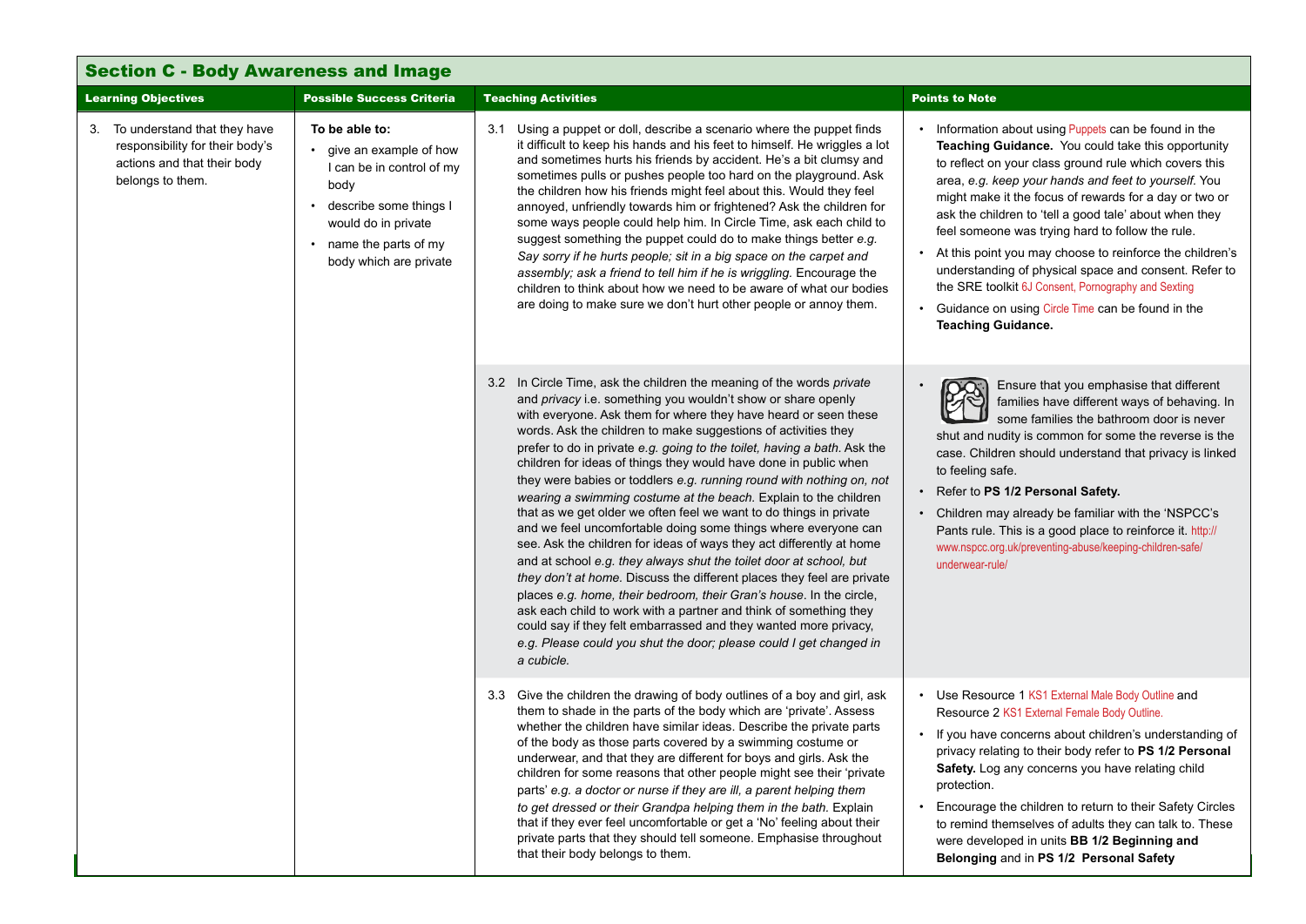## Section C - Body Awareness and Image

| Learning Objectives | Possible Success Criteria | Teaching Activities | Points to Note |
|---|---|---|---|
| 3. To understand that they have responsibility for their body's actions and that their body belongs to them. | **To be able to:**<br>• give an example of how I can be in control of my body<br>• describe some things I would do in private<br>• name the parts of my body which are private | 3.1 Using a puppet or doll, describe a scenario where the puppet finds it difficult to keep his hands and his feet to himself. He wriggles a lot and sometimes hurts his friends by accident. He's a bit clumsy and sometimes pulls or pushes people too hard on the playground. Ask the children how his friends might feel about this. Would they feel annoyed, unfriendly towards him or frightened? Ask the children for some ways people could help him. In Circle Time, ask each child to suggest something the puppet could do to make things better *e.g. Say sorry if he hurts people; sit in a big space on the carpet and assembly; ask a friend to tell him if he is wriggling.* Encourage the children to think about how we need to be aware of what our bodies are doing to make sure we don't hurt other people or annoy them. | • Information about using Puppets can be found in the **Teaching Guidance.** You could take this opportunity to reflect on your class ground rule which covers this area, *e.g. keep your hands and feet to yourself.* You might make it the focus of rewards for a day or two or ask the children to 'tell a good tale' about when they feel someone was trying hard to follow the rule.<br>• At this point you may choose to reinforce the children's understanding of physical space and consent. Refer to the SRE toolkit 6J Consent, Pornography and Sexting<br>• Guidance on using Circle Time can be found in the **Teaching Guidance.** |
| | | 3.2 In Circle Time, ask the children the meaning of the words *private* and *privacy* i.e. something you wouldn't show or share openly with everyone. Ask them for where they have heard or seen these words. Ask the children to make suggestions of activities they prefer to do in private *e.g. going to the toilet, having a bath.* Ask the children for ideas of things they would have done in public when they were babies or toddlers *e.g. running round with nothing on, not wearing a swimming costume at the beach.* Explain to the children that as we get older we often feel we want to do things in private and we feel uncomfortable doing some things where everyone can see. Ask the children for ideas of ways they act differently at home and at school *e.g. they always shut the toilet door at school, but they don't at home.* Discuss the different places they feel are private places *e.g. home, their bedroom, their Gran's house.* In the circle, ask each child to work with a partner and think of something they could say if they felt embarrassed and they wanted more privacy, *e.g. Please could you shut the door; please could I get changed in a cubicle.* | • Ensure that you emphasise that different families have different ways of behaving. In some families the bathroom door is never shut and nudity is common for some the reverse is the case. Children should understand that privacy is linked to feeling safe.<br>• Refer to **PS 1/2 Personal Safety.**<br>• Children may already be familiar with the 'NSPCC's Pants rule. This is a good place to reinforce it. http://www.nspcc.org.uk/preventing-abuse/keeping-children-safe/underwear-rule/ |
| | | 3.3 Give the children the drawing of body outlines of a boy and girl, ask them to shade in the parts of the body which are 'private'. Assess whether the children have similar ideas. Describe the private parts of the body as those parts covered by a swimming costume or underwear, and that they are different for boys and girls. Ask the children for some reasons that other people might see their 'private parts' *e.g. a doctor or nurse if they are ill, a parent helping them to get dressed or their Grandpa helping them in the bath.* Explain that if they ever feel uncomfortable or get a 'No' feeling about their private parts that they should tell someone. Emphasise throughout that their body belongs to them. | • Use Resource 1 KS1 External Male Body Outline and Resource 2 KS1 External Female Body Outline.<br>• If you have concerns about children's understanding of privacy relating to their body refer to **PS 1/2 Personal Safety.** Log any concerns you have relating child protection.<br>• Encourage the children to return to their Safety Circles to remind themselves of adults they can talk to. These were developed in units **BB 1/2 Beginning and Belonging** and in **PS 1/2 Personal Safety** |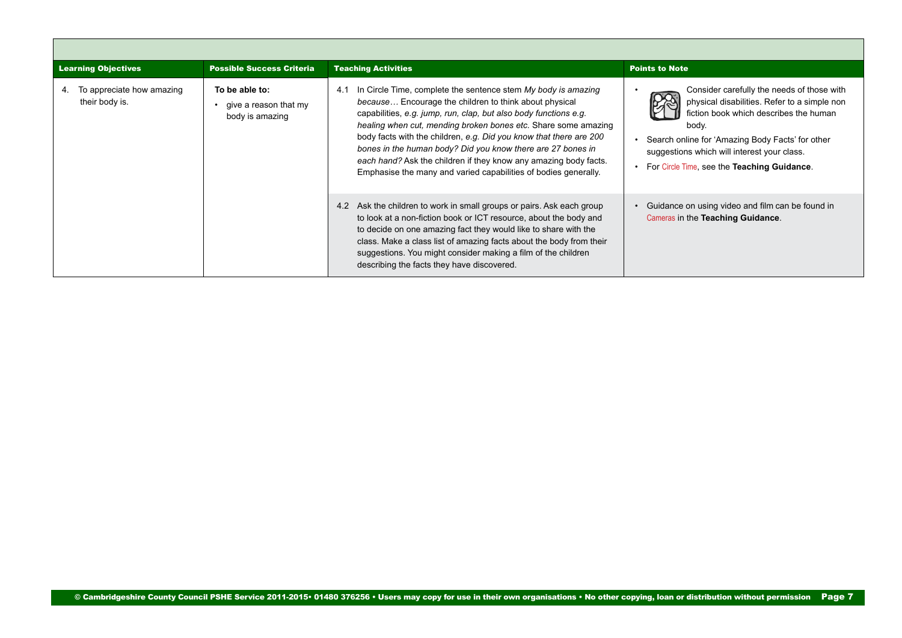| Learning Objectives | Possible Success Criteria | Teaching Activities | Points to Note |
| --- | --- | --- | --- |
| 4. To appreciate how amazing their body is. | **To be able to:**<br>• give a reason that my body is amazing | 4.1 In Circle Time, complete the sentence stem *My body is amazing because…* Encourage the children to think about physical capabilities, *e.g. jump, run, clap, but also body functions e.g. healing when cut, mending broken bones etc.* Share some amazing body facts with the children, *e.g. Did you know that there are 200 bones in the human body? Did you know there are 27 bones in each hand?* Ask the children if they know any amazing body facts. Emphasise the many and varied capabilities of bodies generally. | • Consider carefully the needs of those with physical disabilities. Refer to a simple non fiction book which describes the human body.<br>• Search online for 'Amazing Body Facts' for other suggestions which will interest your class.<br>• For Circle Time, see the **Teaching Guidance**. |
| | | 4.2 Ask the children to work in small groups or pairs. Ask each group to look at a non-fiction book or ICT resource, about the body and to decide on one amazing fact they would like to share with the class. Make a class list of amazing facts about the body from their suggestions. You might consider making a film of the children describing the facts they have discovered. | • Guidance on using video and film can be found in Cameras in the **Teaching Guidance**. |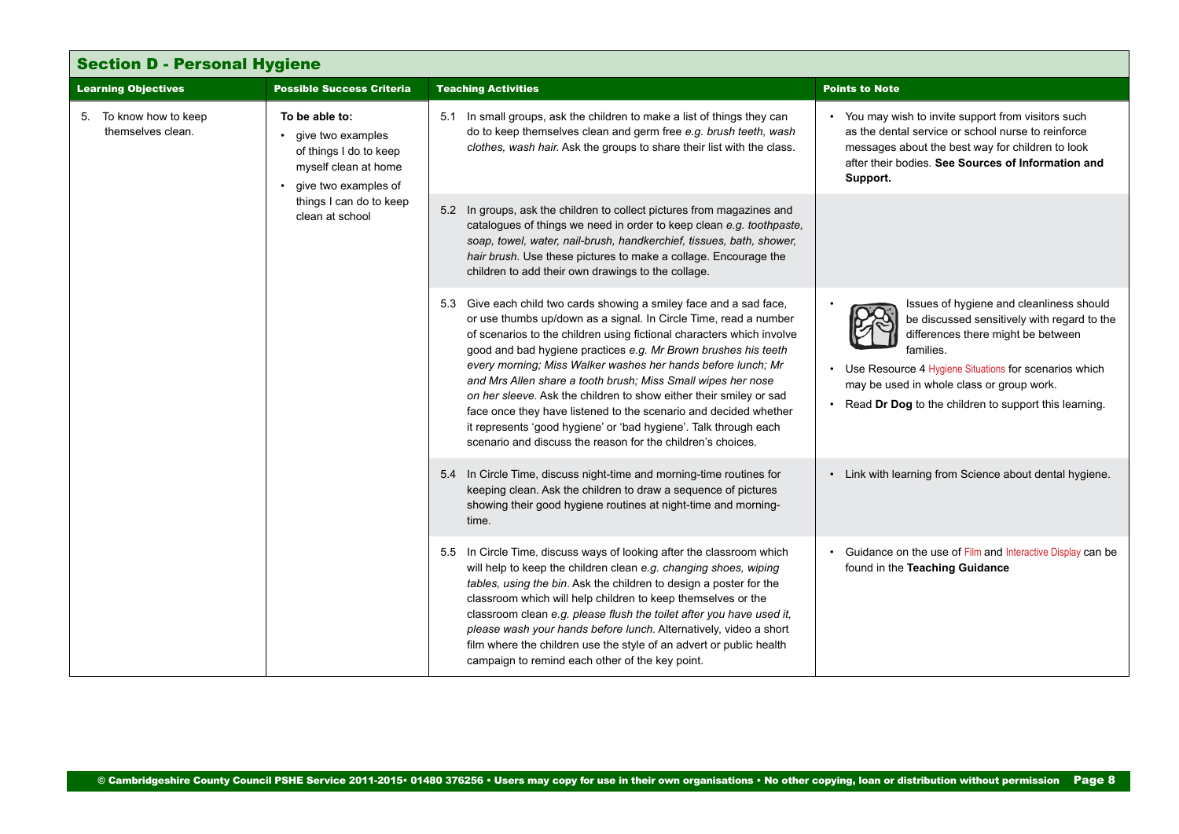## Section D - Personal Hygiene

| Learning Objectives | Possible Success Criteria | Teaching Activities | Points to Note |
|---|---|---|---|
| 5. To know how to keep themselves clean. | **To be able to:**<br>• give two examples of things I do to keep myself clean at home<br>• give two examples of things I can do to keep clean at school | 5.1 In small groups, ask the children to make a list of things they can do to keep themselves clean and germ free *e.g. brush teeth, wash clothes, wash hair.* Ask the groups to share their list with the class. | • You may wish to invite support from visitors such as the dental service or school nurse to reinforce messages about the best way for children to look after their bodies. **See Sources of Information and Support.** |
| | | 5.2 In groups, ask the children to collect pictures from magazines and catalogues of things we need in order to keep clean *e.g. toothpaste, soap, towel, water, nail-brush, handkerchief, tissues, bath, shower, hair brush.* Use these pictures to make a collage. Encourage the children to add their own drawings to the collage. | |
| | | 5.3 Give each child two cards showing a smiley face and a sad face, or use thumbs up/down as a signal. In Circle Time, read a number of scenarios to the children using fictional characters which involve good and bad hygiene practices *e.g. Mr Brown brushes his teeth every morning; Miss Walker washes her hands before lunch; Mr and Mrs Allen share a tooth brush; Miss Small wipes her nose on her sleeve.* Ask the children to show either their smiley or sad face once they have listened to the scenario and decided whether it represents 'good hygiene' or 'bad hygiene'. Talk through each scenario and discuss the reason for the children's choices. | • Issues of hygiene and cleanliness should be discussed sensitively with regard to the differences there might be between families.<br>• Use Resource 4 Hygiene Situations for scenarios which may be used in whole class or group work.<br>• Read **Dr Dog** to the children to support this learning. |
| | | 5.4 In Circle Time, discuss night-time and morning-time routines for keeping clean. Ask the children to draw a sequence of pictures showing their good hygiene routines at night-time and morning-time. | • Link with learning from Science about dental hygiene. |
| | | 5.5 In Circle Time, discuss ways of looking after the classroom which will help to keep the children clean *e.g. changing shoes, wiping tables, using the bin*. Ask the children to design a poster for the classroom which will help children to keep themselves or the classroom clean *e.g. please flush the toilet after you have used it, please wash your hands before lunch.* Alternatively, video a short film where the children use the style of an advert or public health campaign to remind each other of the key point. | • Guidance on the use of Film and Interactive Display can be found in the **Teaching Guidance** |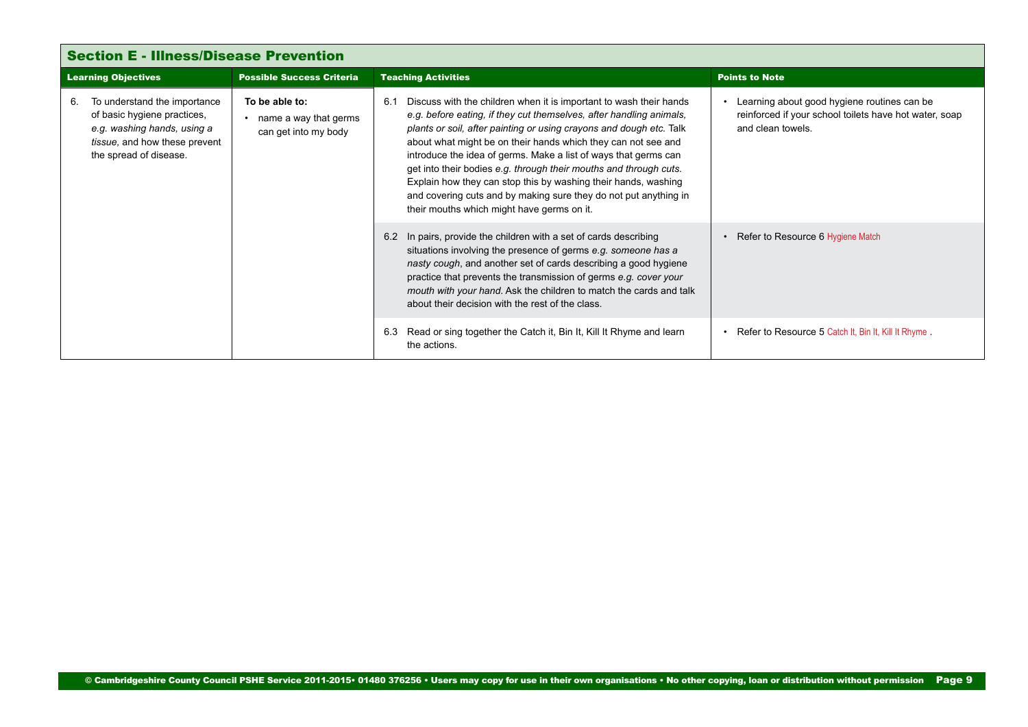## Section E - Illness/Disease Prevention

| Learning Objectives | Possible Success Criteria | Teaching Activities | Points to Note |
|---|---|---|---|
| 6. To understand the importance of basic hygiene practices, *e.g. washing hands, using a tissue*, and how these prevent the spread of disease. | **To be able to:** <br>• name a way that germs can get into my body | 6.1 Discuss with the children when it is important to wash their hands *e.g. before eating, if they cut themselves, after handling animals, plants or soil, after painting or using crayons and dough etc.* Talk about what might be on their hands which they can not see and introduce the idea of germs. Make a list of ways that germs can get into their bodies *e.g. through their mouths and through cuts.* Explain how they can stop this by washing their hands, washing and covering cuts and by making sure they do not put anything in their mouths which might have germs on it. | • Learning about good hygiene routines can be reinforced if your school toilets have hot water, soap and clean towels. |
| | | 6.2 In pairs, provide the children with a set of cards describing situations involving the presence of germs *e.g. someone has a nasty cough*, and another set of cards describing a good hygiene practice that prevents the transmission of germs *e.g. cover your mouth with your hand*. Ask the children to match the cards and talk about their decision with the rest of the class. | • Refer to Resource 6 Hygiene Match |
| | | 6.3 Read or sing together the Catch it, Bin It, Kill It Rhyme and learn the actions. | • Refer to Resource 5 Catch It, Bin It, Kill It Rhyme . |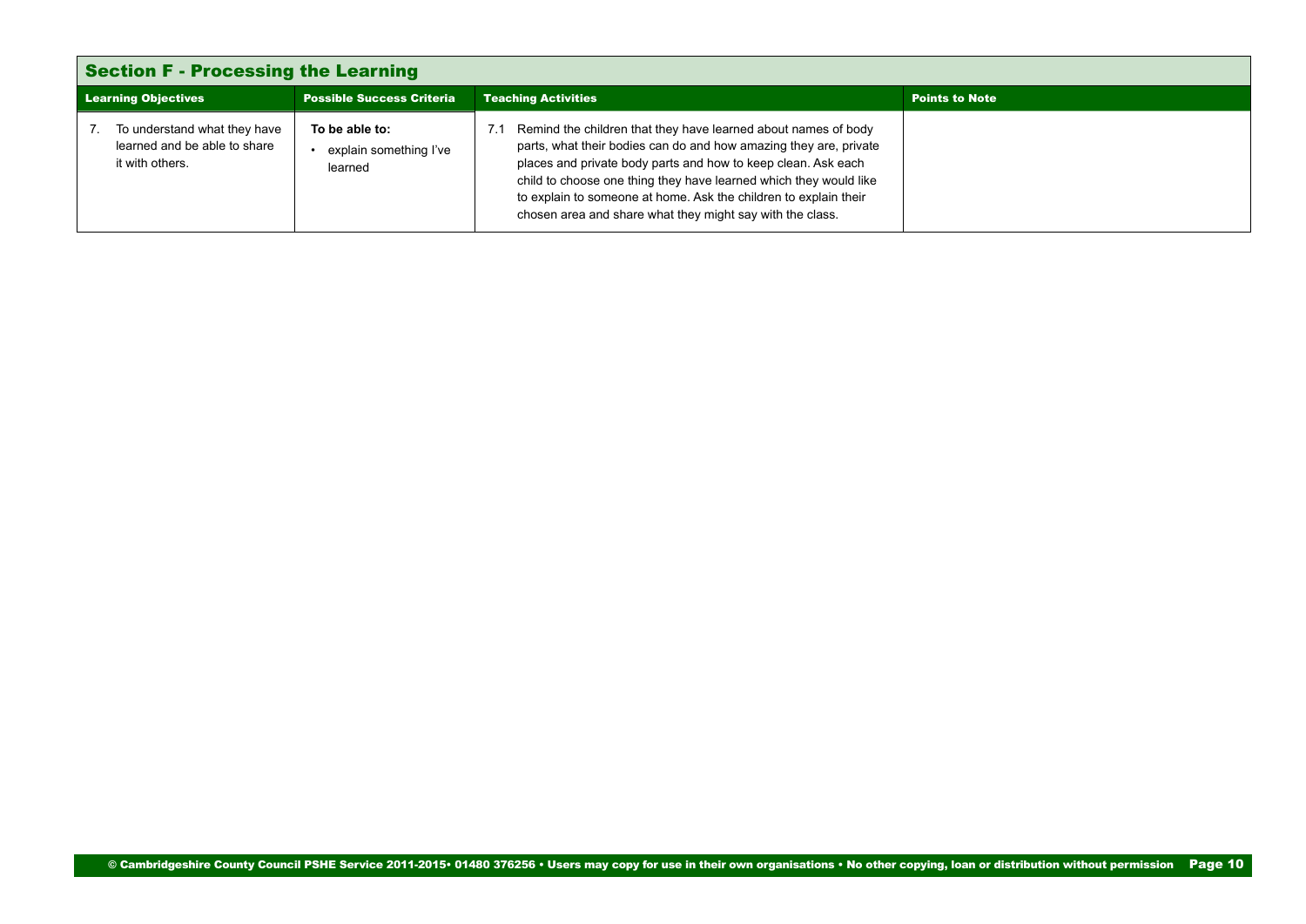## Section F - Processing the Learning

| Learning Objectives | Possible Success Criteria | Teaching Activities | Points to Note |
|---|---|---|---|
| 7. To understand what they have learned and be able to share it with others. | **To be able to:**<br>• explain something I've learned | 7.1 Remind the children that they have learned about names of body parts, what their bodies can do and how amazing they are, private places and private body parts and how to keep clean. Ask each child to choose one thing they have learned which they would like to explain to someone at home. Ask the children to explain their chosen area and share what they might say with the class. | |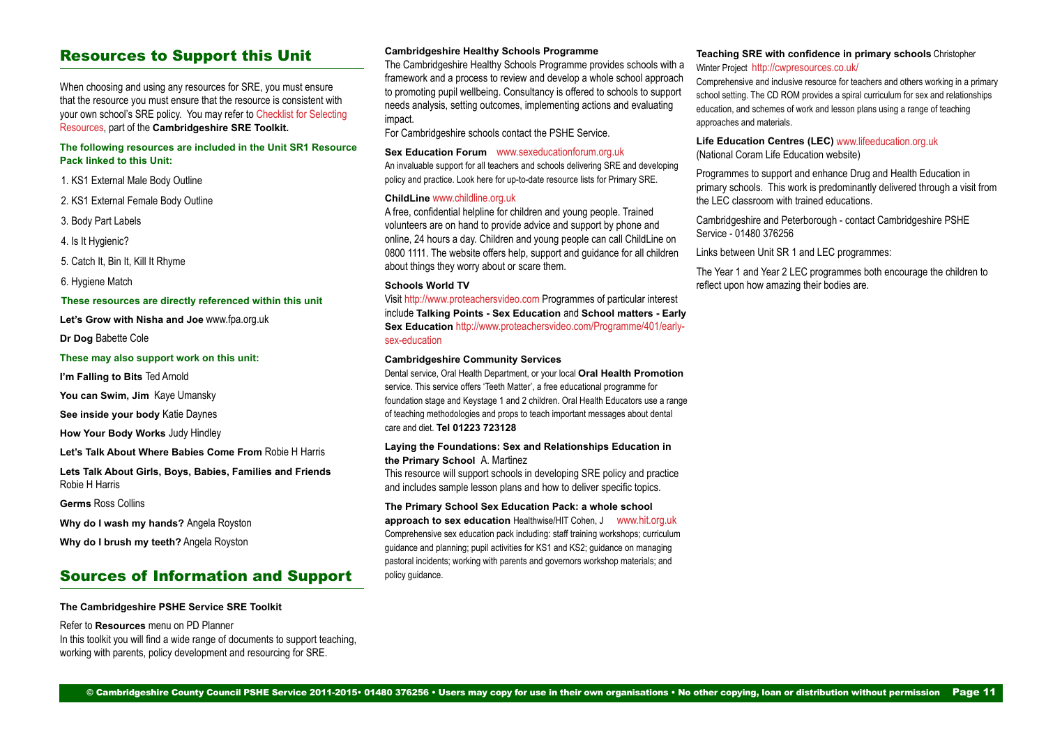## Resources to Support this Unit

When choosing and using any resources for SRE, you must ensure that the resource you must ensure that the resource is consistent with your own school's SRE policy. You may refer to Checklist for Selecting Resources, part of the **Cambridgeshire SRE Toolkit.**

**The following resources are included in the Unit SR1 Resource Pack linked to this Unit:**

1. KS1 External Male Body Outline
2. KS1 External Female Body Outline
3. Body Part Labels
4. Is It Hygienic?
5. Catch It, Bin It, Kill It Rhyme
6. Hygiene Match

**These resources are directly referenced within this unit**

**Let's Grow with Nisha and Joe** www.fpa.org.uk

**Dr Dog** Babette Cole

**These may also support work on this unit:**

**I'm Falling to Bits** Ted Arnold

**You can Swim, Jim** Kaye Umansky

**See inside your body** Katie Daynes

**How Your Body Works** Judy Hindley

**Let's Talk About Where Babies Come From** Robie H Harris

**Lets Talk About Girls, Boys, Babies, Families and Friends** Robie H Harris

**Germs** Ross Collins

**Why do I wash my hands?** Angela Royston

**Why do I brush my teeth?** Angela Royston

## Sources of Information and Support

**The Cambridgeshire PSHE Service SRE Toolkit**

Refer to **Resources** menu on PD Planner
In this toolkit you will find a wide range of documents to support teaching, working with parents, policy development and resourcing for SRE.

**Cambridgeshire Healthy Schools Programme**

The Cambridgeshire Healthy Schools Programme provides schools with a framework and a process to review and develop a whole school approach to promoting pupil wellbeing. Consultancy is offered to schools to support needs analysis, setting outcomes, implementing actions and evaluating impact.
For Cambridgeshire schools contact the PSHE Service.

**Sex Education Forum** www.sexeducationforum.org.uk
An invaluable support for all teachers and schools delivering SRE and developing policy and practice. Look here for up-to-date resource lists for Primary SRE.

**ChildLine** www.childline.org.uk
A free, confidential helpline for children and young people. Trained volunteers are on hand to provide advice and support by phone and online, 24 hours a day. Children and young people can call ChildLine on 0800 1111. The website offers help, support and guidance for all children about things they worry about or scare them.

**Schools World TV**
Visit http://www.proteachersvideo.com Programmes of particular interest include **Talking Points - Sex Education** and **School matters - Early Sex Education** http://www.proteachersvideo.com/Programme/401/early-sex-education

**Cambridgeshire Community Services**
Dental service, Oral Health Department, or your local **Oral Health Promotion** service. This service offers 'Teeth Matter', a free educational programme for foundation stage and Keystage 1 and 2 children. Oral Health Educators use a range of teaching methodologies and props to teach important messages about dental care and diet. **Tel 01223 723128**

**Laying the Foundations: Sex and Relationships Education in the Primary School** A. Martinez
This resource will support schools in developing SRE policy and practice and includes sample lesson plans and how to deliver specific topics.

**The Primary School Sex Education Pack: a whole school approach to sex education** Healthwise/HIT Cohen, J www.hit.org.uk
Comprehensive sex education pack including: staff training workshops; curriculum guidance and planning; pupil activities for KS1 and KS2; guidance on managing pastoral incidents; working with parents and governors workshop materials; and policy guidance.

**Teaching SRE with confidence in primary schools** Christopher Winter Project http://cwpresources.co.uk/
Comprehensive and inclusive resource for teachers and others working in a primary school setting. The CD ROM provides a spiral curriculum for sex and relationships education, and schemes of work and lesson plans using a range of teaching approaches and materials.

**Life Education Centres (LEC)** www.lifeeducation.org.uk
(National Coram Life Education website)

Programmes to support and enhance Drug and Health Education in primary schools. This work is predominantly delivered through a visit from the LEC classroom with trained educations.

Cambridgeshire and Peterborough - contact Cambridgeshire PSHE Service - 01480 376256

Links between Unit SR 1 and LEC programmes:

The Year 1 and Year 2 LEC programmes both encourage the children to reflect upon how amazing their bodies are.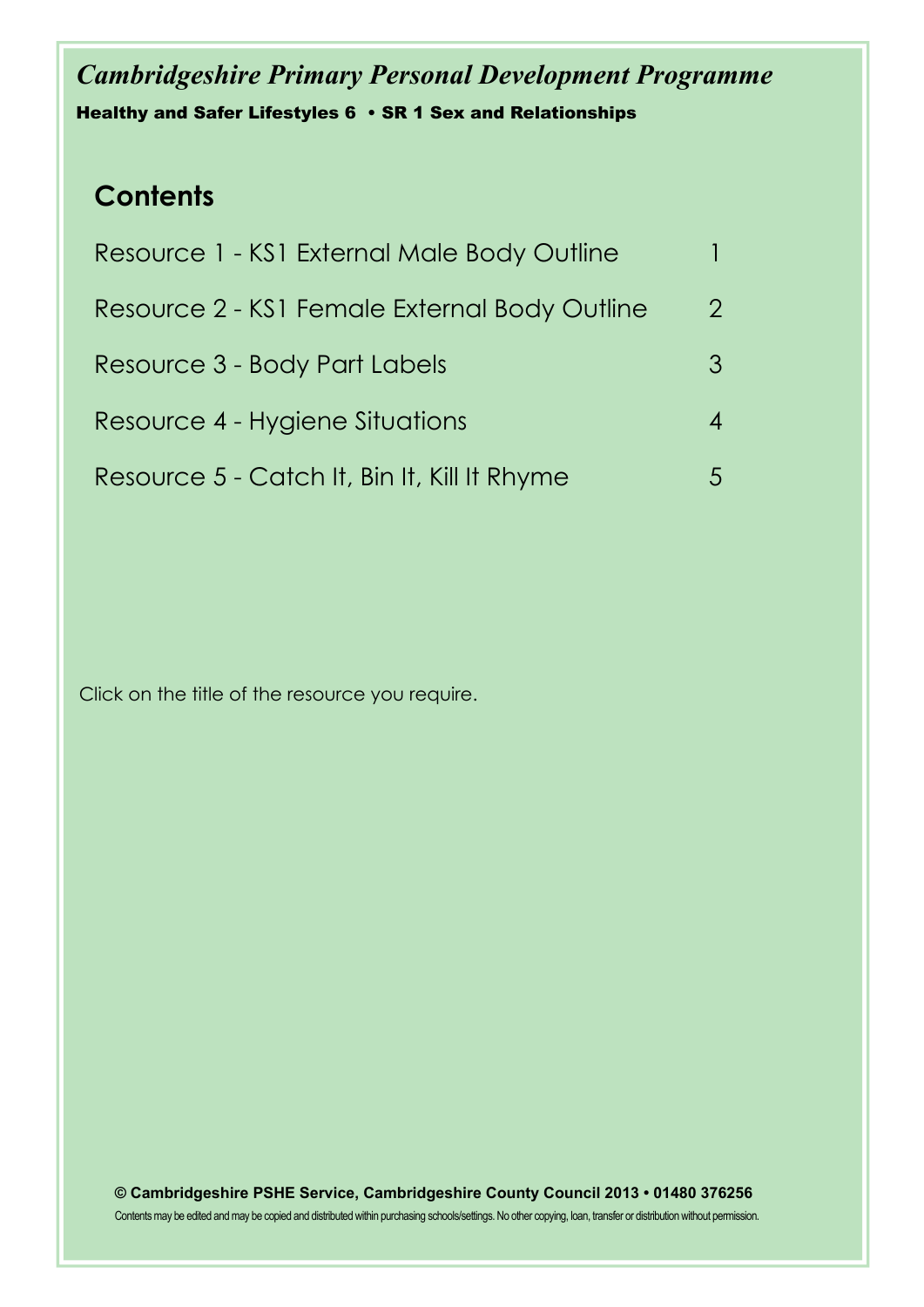*Cambridgeshire Primary Personal Development Programme*

**Healthy and Safer Lifestyles 6 • SR 1 Sex and Relationships**

## Contents

| Resource | Page |
| --- | --- |
| Resource 1 - KS1 External Male Body Outline | 1 |
| Resource 2 - KS1 Female External Body Outline | 2 |
| Resource 3 - Body Part Labels | 3 |
| Resource 4 - Hygiene Situations | 4 |
| Resource 5 - Catch It, Bin It, Kill It Rhyme | 5 |

Click on the title of the resource you require.

**© Cambridgeshire PSHE Service, Cambridgeshire County Council 2013 • 01480 376256**

Contents may be edited and may be copied and distributed within purchasing schools/settings. No other copying, loan, transfer or distribution without permission.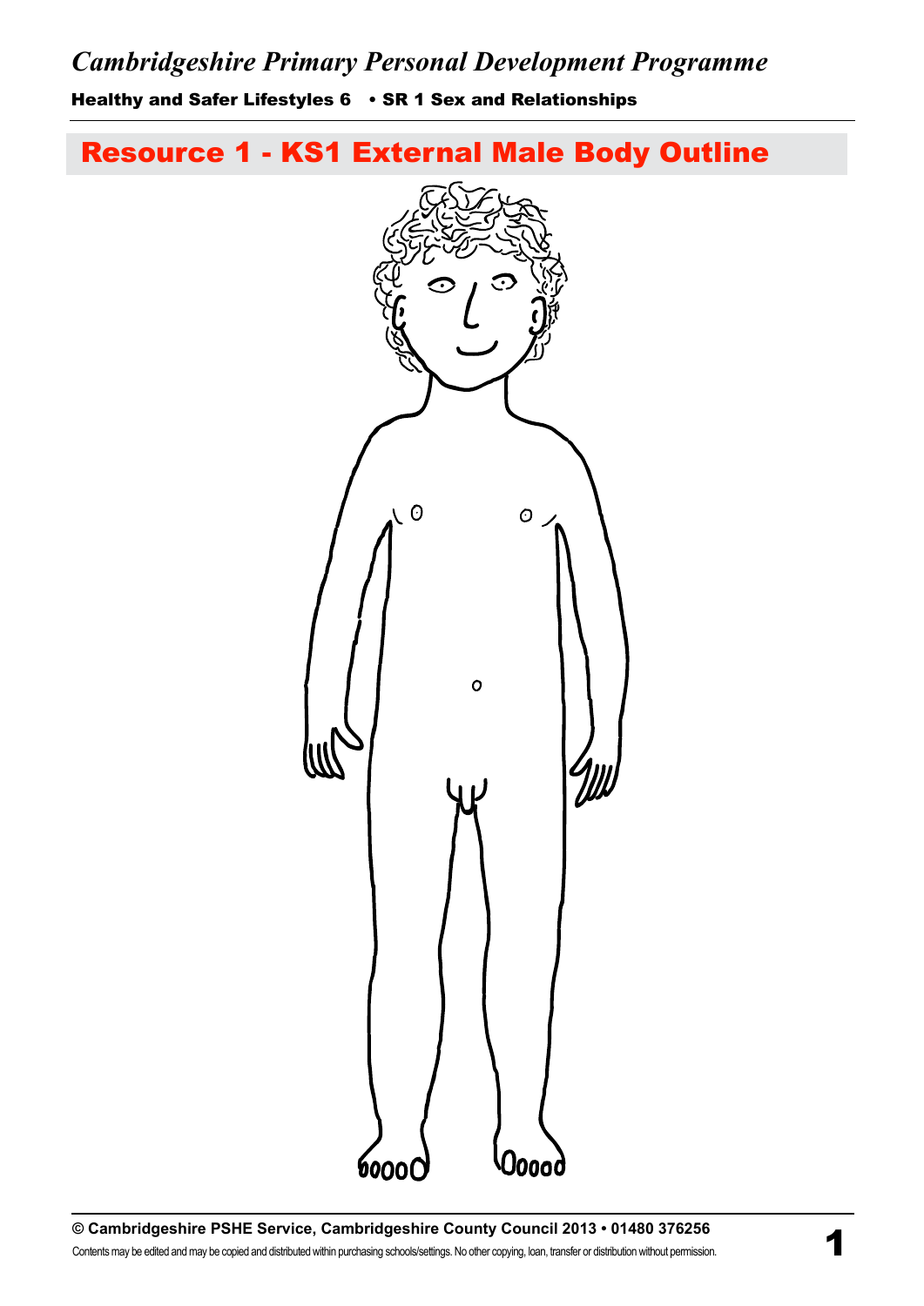# Resource 1 - KS1 External Male Body Outline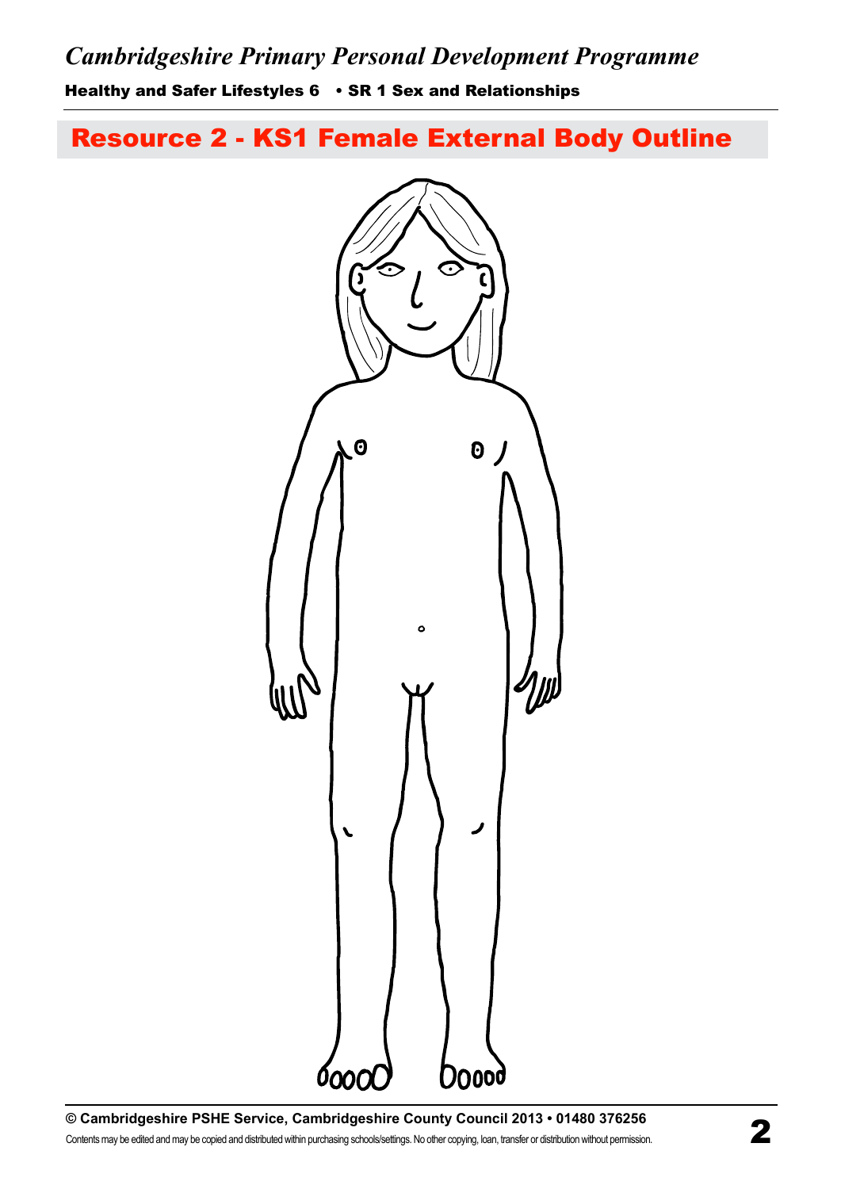# Resource 2 - KS1 Female External Body Outline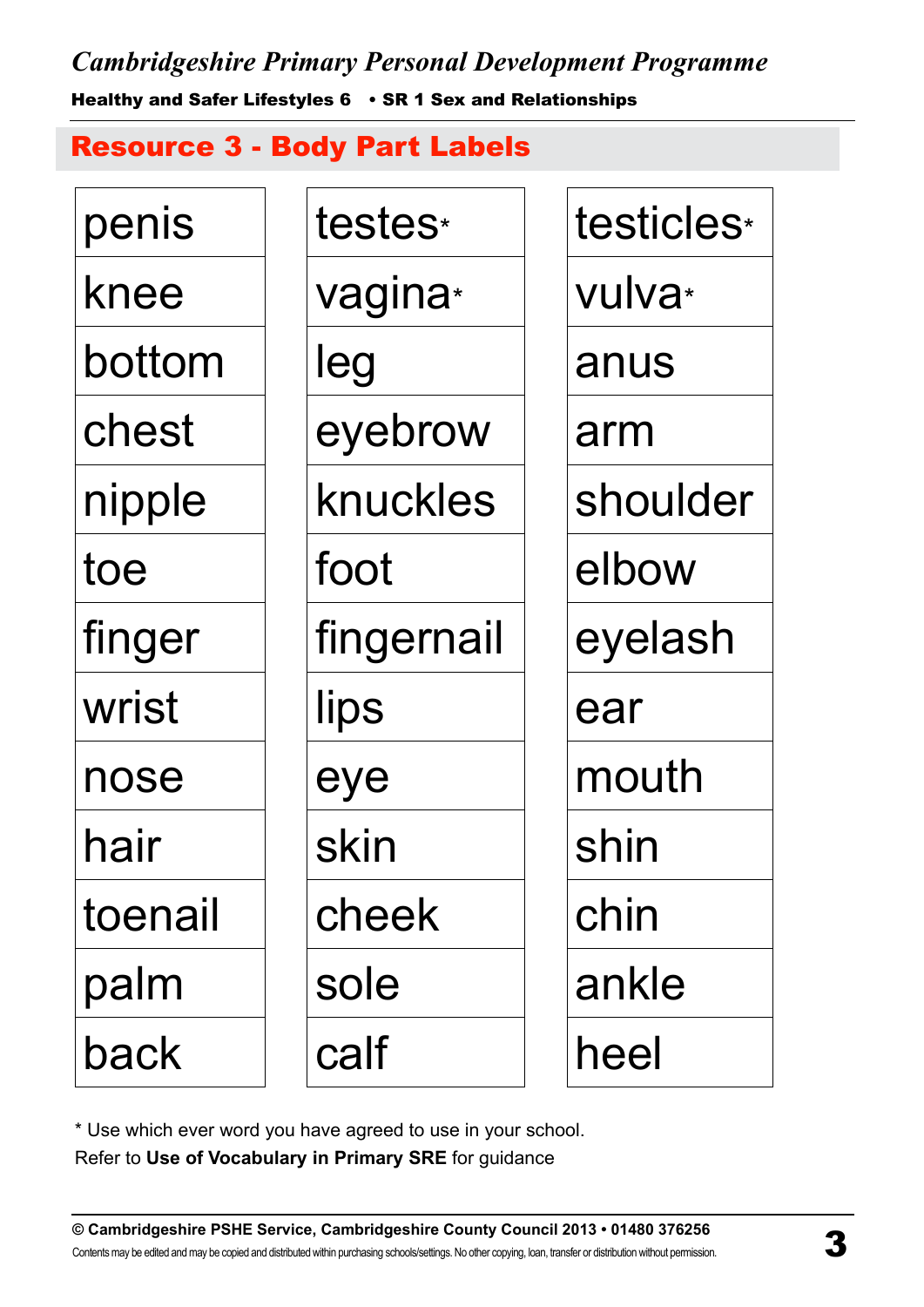## Resource 3 - Body Part Labels

| | | |
|---|---|---|
| penis | testes* | testicles* |
| knee | vagina* | vulva* |
| bottom | leg | anus |
| chest | eyebrow | arm |
| nipple | knuckles | shoulder |
| toe | foot | elbow |
| finger | fingernail | eyelash |
| wrist | lips | ear |
| nose | eye | mouth |
| hair | skin | shin |
| toenail | cheek | chin |
| palm | sole | ankle |
| back | calf | heel |

* Use which ever word you have agreed to use in your school.
Refer to **Use of Vocabulary in Primary SRE** for guidance

**© Cambridgeshire PSHE Service, Cambridgeshire County Council 2013 • 01480 376256**
Contents may be edited and may be copied and distributed within purchasing schools/settings. No other copying, loan, transfer or distribution without permission.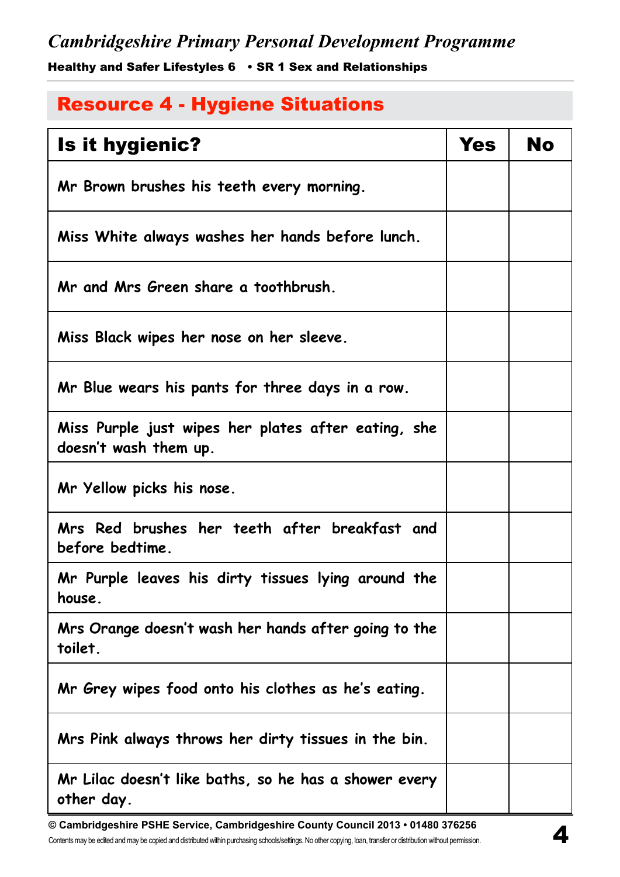## Resource 4 - Hygiene Situations

| Is it hygienic? | Yes | No |
| --- | --- | --- |
| Mr Brown brushes his teeth every morning. | | |
| Miss White always washes her hands before lunch. | | |
| Mr and Mrs Green share a toothbrush. | | |
| Miss Black wipes her nose on her sleeve. | | |
| Mr Blue wears his pants for three days in a row. | | |
| Miss Purple just wipes her plates after eating, she doesn't wash them up. | | |
| Mr Yellow picks his nose. | | |
| Mrs Red brushes her teeth after breakfast and before bedtime. | | |
| Mr Purple leaves his dirty tissues lying around the house. | | |
| Mrs Orange doesn't wash her hands after going to the toilet. | | |
| Mr Grey wipes food onto his clothes as he's eating. | | |
| Mrs Pink always throws her dirty tissues in the bin. | | |
| Mr Lilac doesn't like baths, so he has a shower every other day. | | |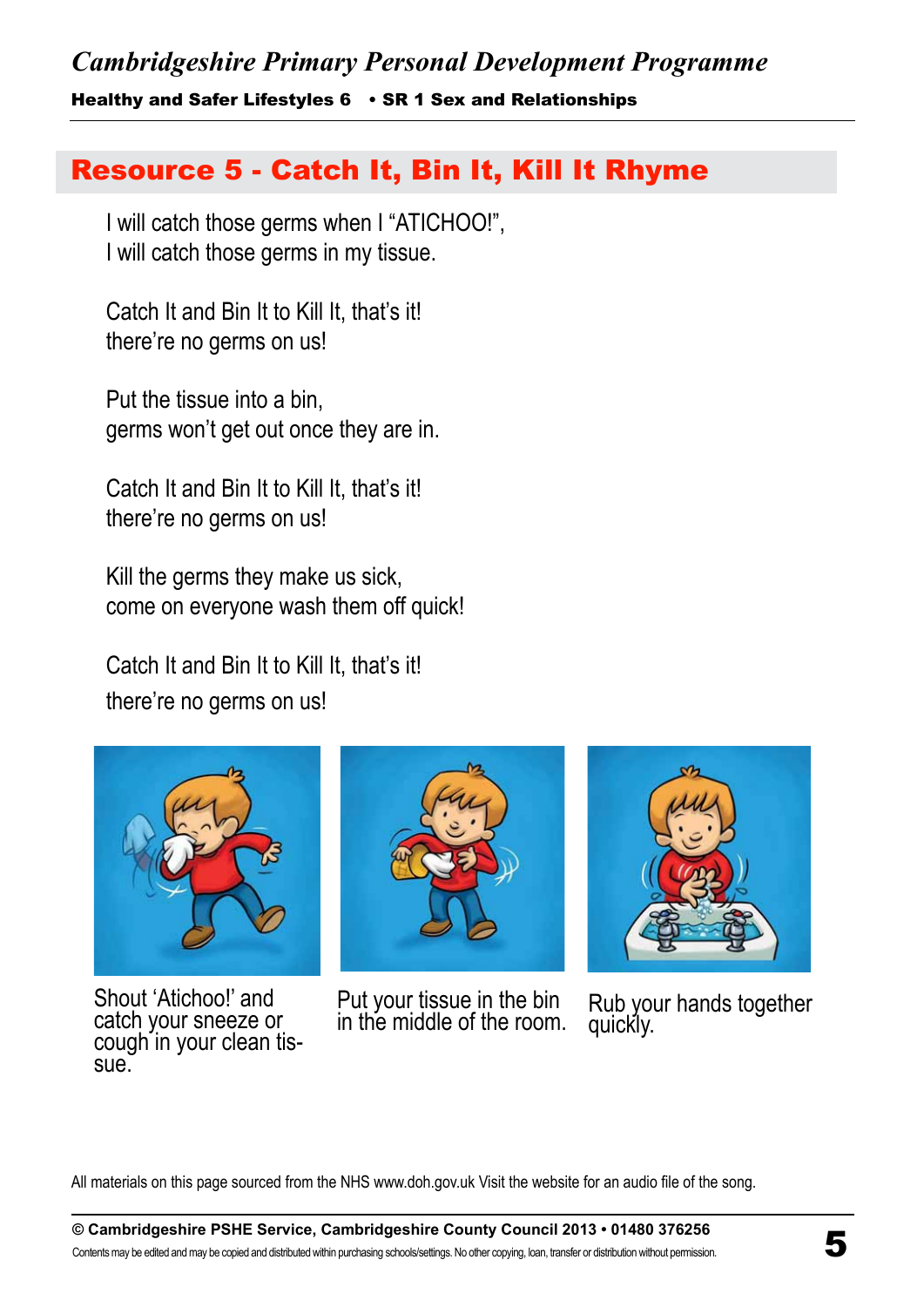## Resource 5 - Catch It, Bin It, Kill It Rhyme

I will catch those germs when I "ATICHOO!",
I will catch those germs in my tissue.

Catch It and Bin It to Kill It, that's it!
there're no germs on us!

Put the tissue into a bin,
germs won't get out once they are in.

Catch It and Bin It to Kill It, that's it!
there're no germs on us!

Kill the germs they make us sick,
come on everyone wash them off quick!

Catch It and Bin It to Kill It, that's it!
there're no germs on us!

Shout 'Atichoo!' and catch your sneeze or cough in your clean tissue.

Put your tissue in the bin in the middle of the room.

Rub your hands together quickly.

All materials on this page sourced from the NHS www.doh.gov.uk Visit the website for an audio file of the song.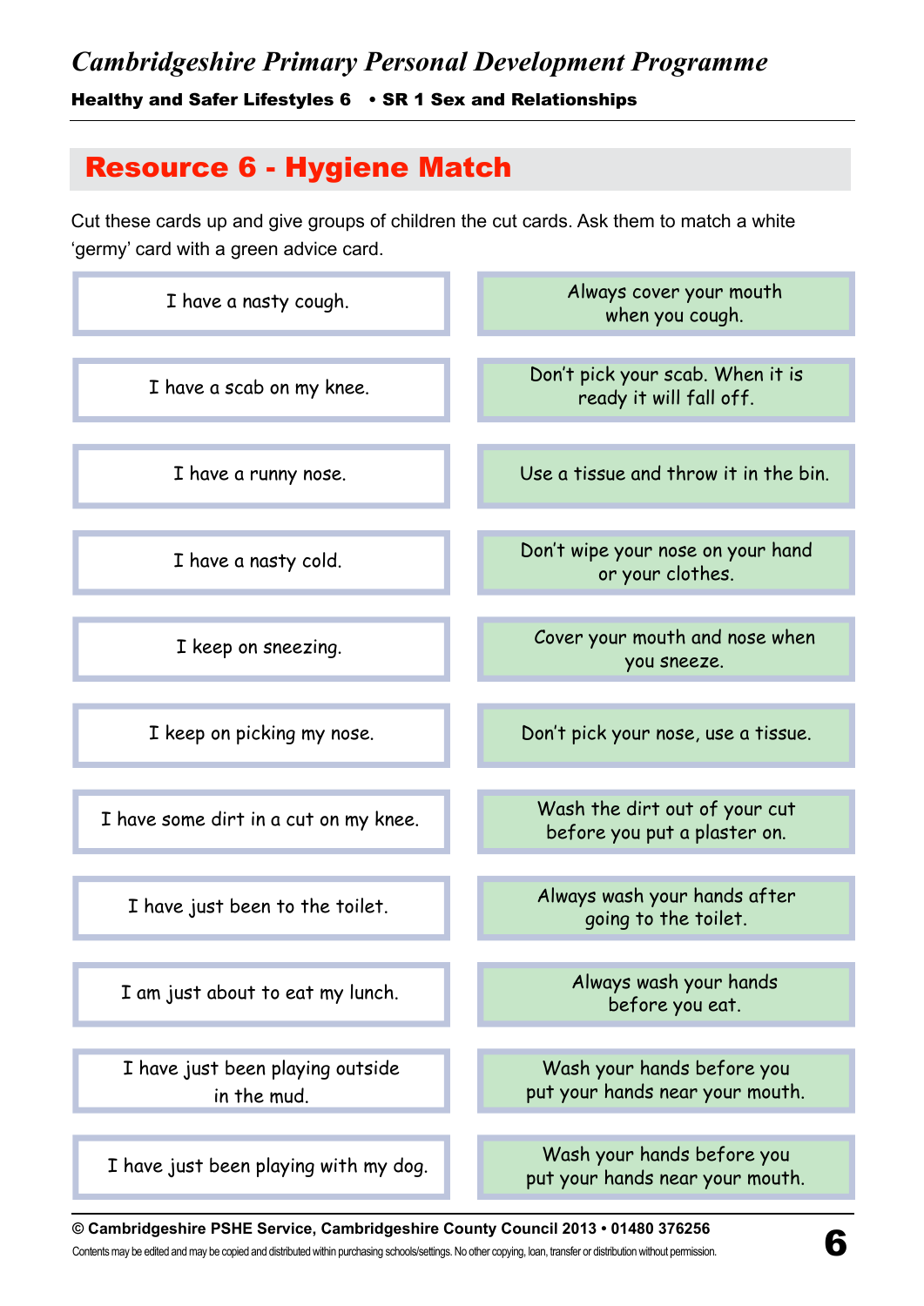## Resource 6 - Hygiene Match

Cut these cards up and give groups of children the cut cards. Ask them to match a white 'germy' card with a green advice card.

| | |
|---|---|
| I have a nasty cough. | Always cover your mouth when you cough. |
| I have a scab on my knee. | Don't pick your scab. When it is ready it will fall off. |
| I have a runny nose. | Use a tissue and throw it in the bin. |
| I have a nasty cold. | Don't wipe your nose on your hand or your clothes. |
| I keep on sneezing. | Cover your mouth and nose when you sneeze. |
| I keep on picking my nose. | Don't pick your nose, use a tissue. |
| I have some dirt in a cut on my knee. | Wash the dirt out of your cut before you put a plaster on. |
| I have just been to the toilet. | Always wash your hands after going to the toilet. |
| I am just about to eat my lunch. | Always wash your hands before you eat. |
| I have just been playing outside in the mud. | Wash your hands before you put your hands near your mouth. |
| I have just been playing with my dog. | Wash your hands before you put your hands near your mouth. |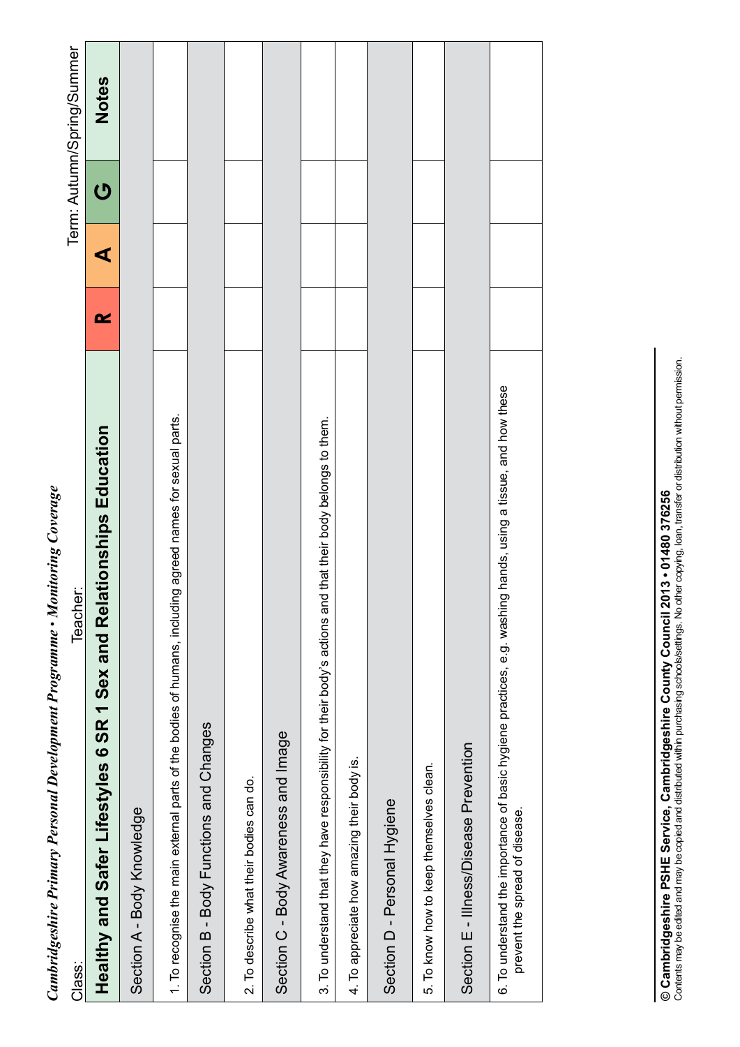*Cambridgeshire Primary Personal Development Programme • Monitoring Coverage*

Class: Teacher: Term: Autumn/Spring/Summer

| Healthy and Safer Lifestyles 6 SR 1 Sex and Relationships Education | R | A | G | Notes |
|---|---|---|---|---|
| Section A - Body Knowledge | | | | |
| 1. To recognise the main external parts of the bodies of humans, including agreed names for sexual parts. | | | | |
| Section B - Body Functions and Changes | | | | |
| 2. To describe what their bodies can do. | | | | |
| Section C - Body Awareness and Image | | | | |
| 3. To understand that they have responsibility for their body's actions and that their body belongs to them. | | | | |
| 4. To appreciate how amazing their body is. | | | | |
| Section D - Personal Hygiene | | | | |
| 5. To know how to keep themselves clean. | | | | |
| Section E - Illness/Disease Prevention | | | | |
| 6. To understand the importance of basic hygiene practices, e.g. washing hands, using a tissue, and how these prevent the spread of disease. | | | | |

**© Cambridgeshire PSHE Service, Cambridgeshire County Council 2013 • 01480 376256**
Contents may be edited and may be copied and distributed within purchasing schools/settings. No other copying, loan, transfer or distribution without permission.